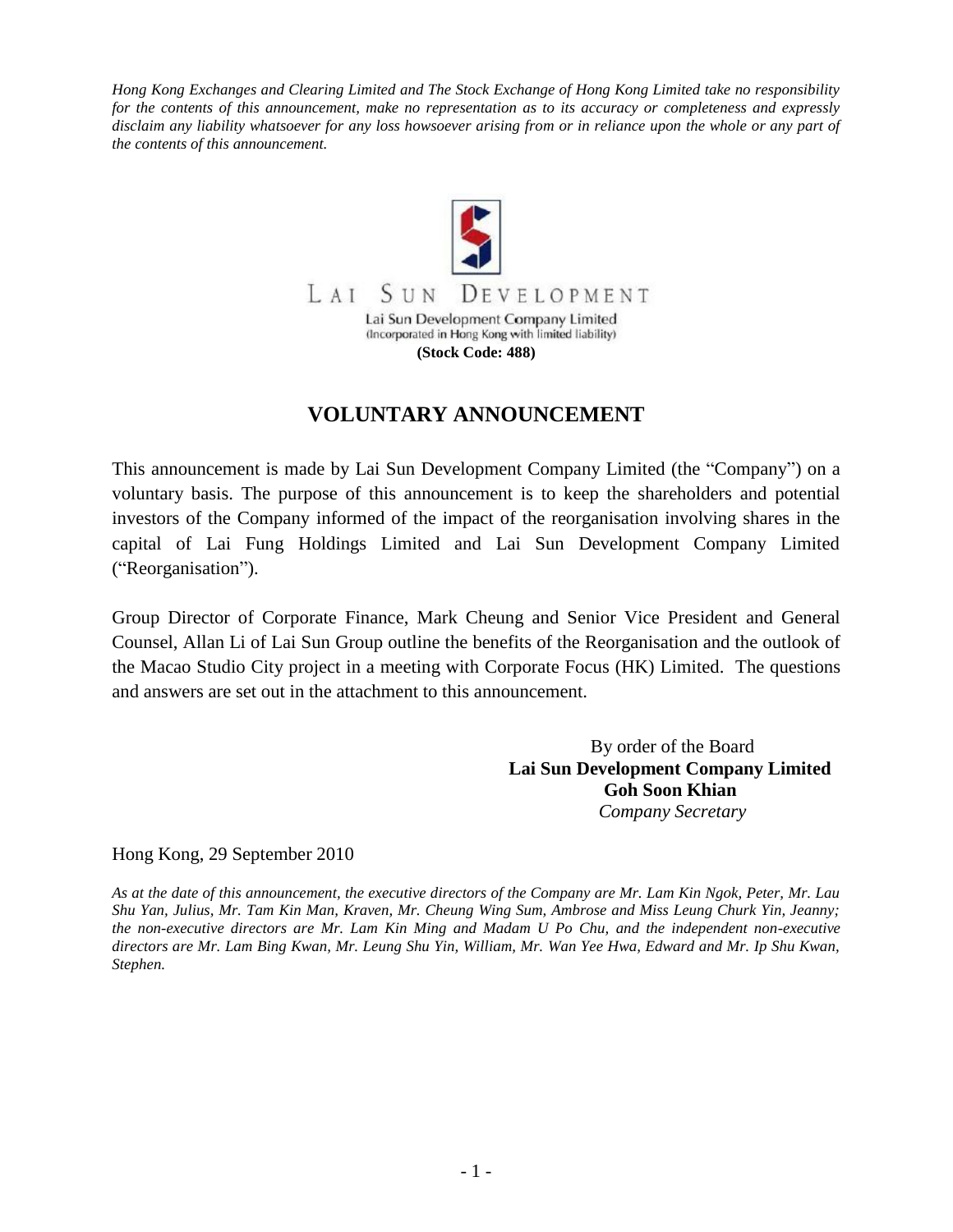*Hong Kong Exchanges and Clearing Limited and The Stock Exchange of Hong Kong Limited take no responsibility for the contents of this announcement, make no representation as to its accuracy or completeness and expressly disclaim any liability whatsoever for any loss howsoever arising from or in reliance upon the whole or any part of the contents of this announcement.*

LAI SUN DEVELOPMENT

Lai Sun Development Company Limited
(Incorporated in Hong Kong with limited liability)
**(Stock Code: 488)**

# VOLUNTARY ANNOUNCEMENT

This announcement is made by Lai Sun Development Company Limited (the "Company") on a voluntary basis. The purpose of this announcement is to keep the shareholders and potential investors of the Company informed of the impact of the reorganisation involving shares in the capital of Lai Fung Holdings Limited and Lai Sun Development Company Limited ("Reorganisation").

Group Director of Corporate Finance, Mark Cheung and Senior Vice President and General Counsel, Allan Li of Lai Sun Group outline the benefits of the Reorganisation and the outlook of the Macao Studio City project in a meeting with Corporate Focus (HK) Limited. The questions and answers are set out in the attachment to this announcement.

By order of the Board
**Lai Sun Development Company Limited**
**Goh Soon Khian**
*Company Secretary*

Hong Kong, 29 September 2010

*As at the date of this announcement, the executive directors of the Company are Mr. Lam Kin Ngok, Peter, Mr. Lau Shu Yan, Julius, Mr. Tam Kin Man, Kraven, Mr. Cheung Wing Sum, Ambrose and Miss Leung Churk Yin, Jeanny; the non-executive directors are Mr. Lam Kin Ming and Madam U Po Chu, and the independent non-executive directors are Mr. Lam Bing Kwan, Mr. Leung Shu Yin, William, Mr. Wan Yee Hwa, Edward and Mr. Ip Shu Kwan, Stephen.*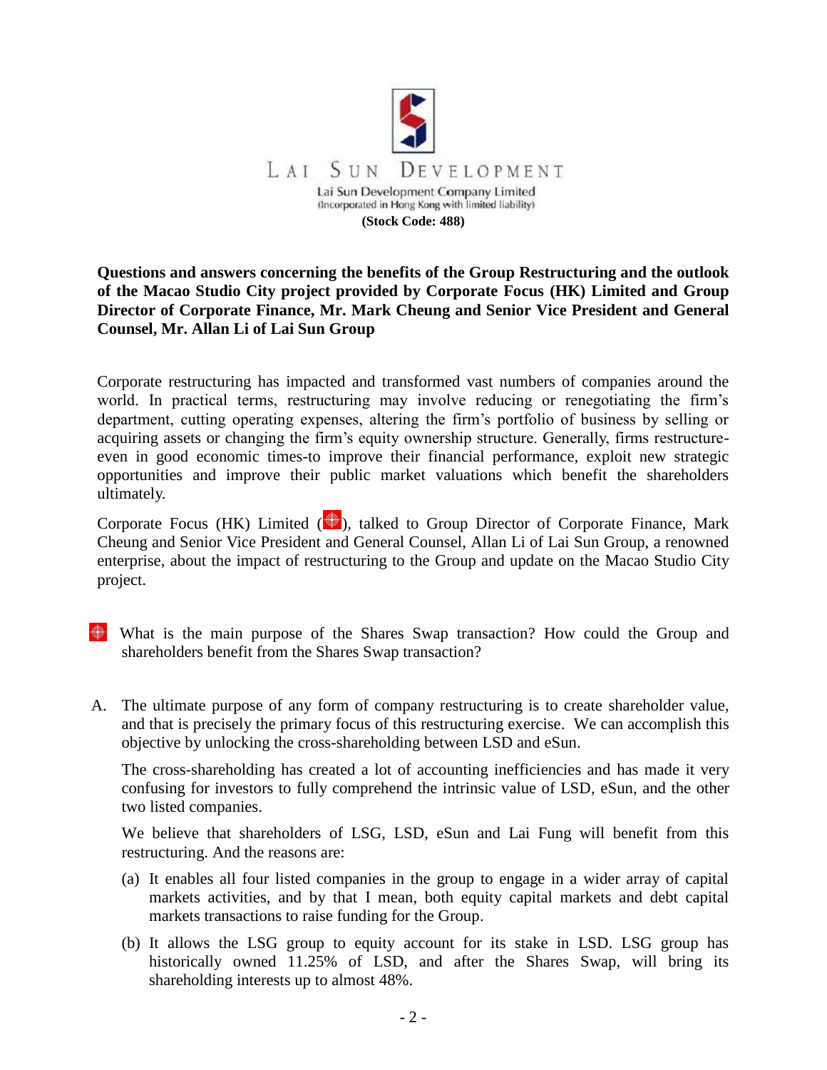LAI SUN DEVELOPMENT

Lai Sun Development Company Limited
(Incorporated in Hong Kong with limited liability)
**(Stock Code: 488)**

**Questions and answers concerning the benefits of the Group Restructuring and the outlook of the Macao Studio City project provided by Corporate Focus (HK) Limited and Group Director of Corporate Finance, Mr. Mark Cheung and Senior Vice President and General Counsel, Mr. Allan Li of Lai Sun Group**

Corporate restructuring has impacted and transformed vast numbers of companies around the world. In practical terms, restructuring may involve reducing or renegotiating the firm's department, cutting operating expenses, altering the firm's portfolio of business by selling or acquiring assets or changing the firm's equity ownership structure. Generally, firms restructure-even in good economic times-to improve their financial performance, exploit new strategic opportunities and improve their public market valuations which benefit the shareholders ultimately.

Corporate Focus (HK) Limited ( ), talked to Group Director of Corporate Finance, Mark Cheung and Senior Vice President and General Counsel, Allan Li of Lai Sun Group, a renowned enterprise, about the impact of restructuring to the Group and update on the Macao Studio City project.

What is the main purpose of the Shares Swap transaction? How could the Group and shareholders benefit from the Shares Swap transaction?

A. The ultimate purpose of any form of company restructuring is to create shareholder value, and that is precisely the primary focus of this restructuring exercise. We can accomplish this objective by unlocking the cross-shareholding between LSD and eSun.

The cross-shareholding has created a lot of accounting inefficiencies and has made it very confusing for investors to fully comprehend the intrinsic value of LSD, eSun, and the other two listed companies.

We believe that shareholders of LSG, LSD, eSun and Lai Fung will benefit from this restructuring. And the reasons are:

(a) It enables all four listed companies in the group to engage in a wider array of capital markets activities, and by that I mean, both equity capital markets and debt capital markets transactions to raise funding for the Group.

(b) It allows the LSG group to equity account for its stake in LSD. LSG group has historically owned 11.25% of LSD, and after the Shares Swap, will bring its shareholding interests up to almost 48%.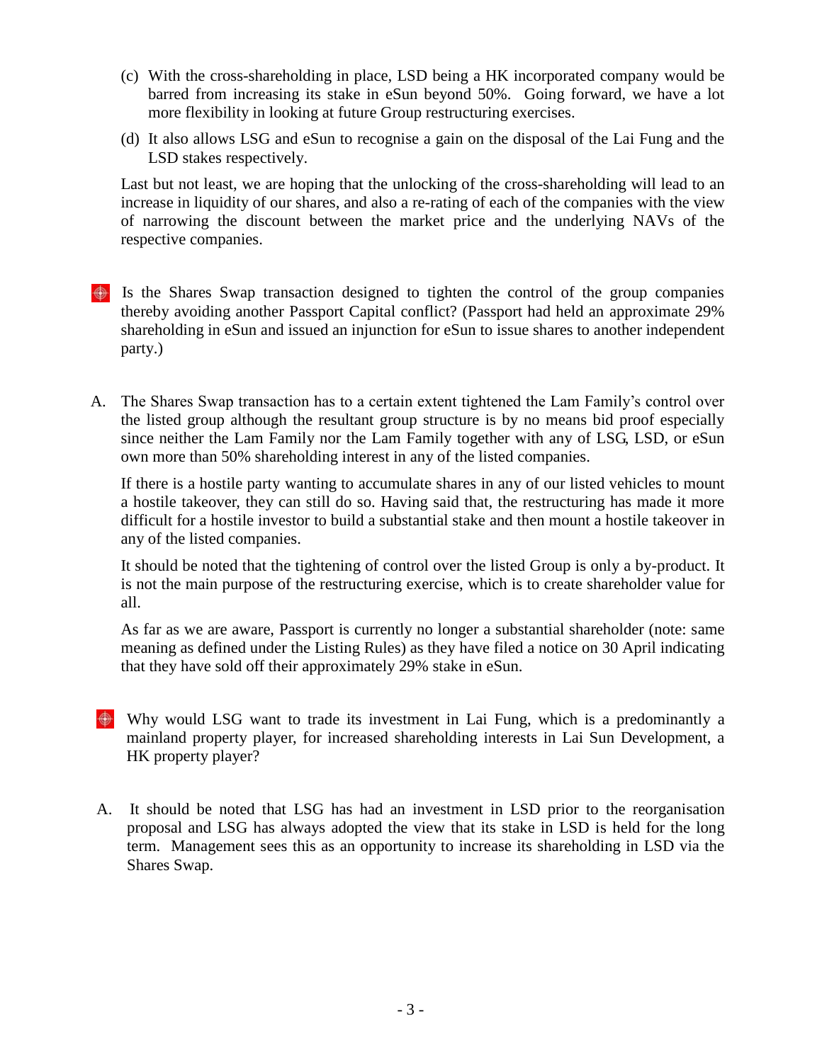(c) With the cross-shareholding in place, LSD being a HK incorporated company would be barred from increasing its stake in eSun beyond 50%. Going forward, we have a lot more flexibility in looking at future Group restructuring exercises.

(d) It also allows LSG and eSun to recognise a gain on the disposal of the Lai Fung and the LSD stakes respectively.

Last but not least, we are hoping that the unlocking of the cross-shareholding will lead to an increase in liquidity of our shares, and also a re-rating of each of the companies with the view of narrowing the discount between the market price and the underlying NAVs of the respective companies.

**Is the Shares Swap transaction designed to tighten the control of the group companies thereby avoiding another Passport Capital conflict? (Passport had held an approximate 29% shareholding in eSun and issued an injunction for eSun to issue shares to another independent party.)**

A. The Shares Swap transaction has to a certain extent tightened the Lam Family's control over the listed group although the resultant group structure is by no means bid proof especially since neither the Lam Family nor the Lam Family together with any of LSG, LSD, or eSun own more than 50% shareholding interest in any of the listed companies.

If there is a hostile party wanting to accumulate shares in any of our listed vehicles to mount a hostile takeover, they can still do so. Having said that, the restructuring has made it more difficult for a hostile investor to build a substantial stake and then mount a hostile takeover in any of the listed companies.

It should be noted that the tightening of control over the listed Group is only a by-product. It is not the main purpose of the restructuring exercise, which is to create shareholder value for all.

As far as we are aware, Passport is currently no longer a substantial shareholder (note: same meaning as defined under the Listing Rules) as they have filed a notice on 30 April indicating that they have sold off their approximately 29% stake in eSun.

**Why would LSG want to trade its investment in Lai Fung, which is a predominantly a mainland property player, for increased shareholding interests in Lai Sun Development, a HK property player?**

A. It should be noted that LSG has had an investment in LSD prior to the reorganisation proposal and LSG has always adopted the view that its stake in LSD is held for the long term. Management sees this as an opportunity to increase its shareholding in LSD via the Shares Swap.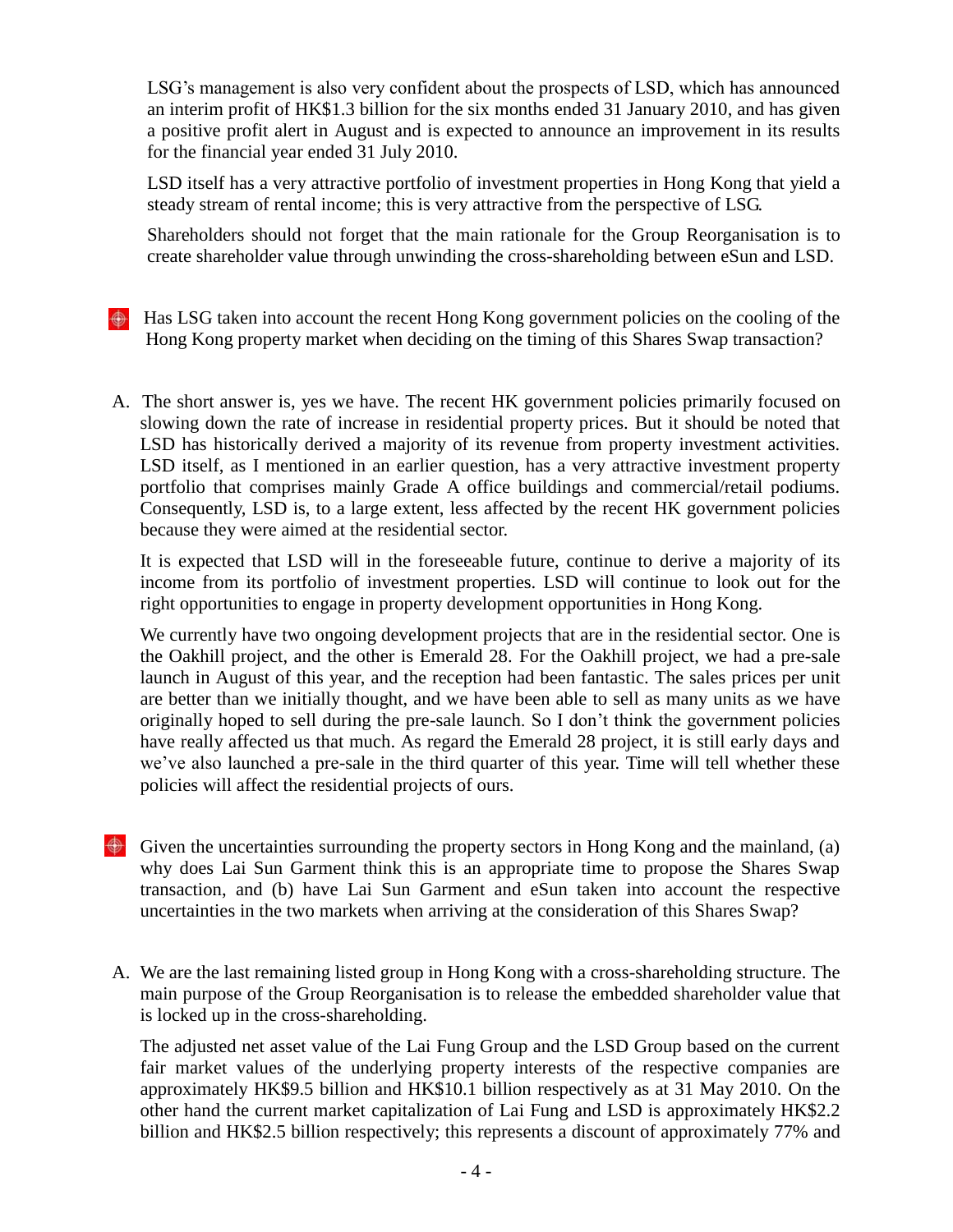LSG's management is also very confident about the prospects of LSD, which has announced an interim profit of HK$1.3 billion for the six months ended 31 January 2010, and has given a positive profit alert in August and is expected to announce an improvement in its results for the financial year ended 31 July 2010.

LSD itself has a very attractive portfolio of investment properties in Hong Kong that yield a steady stream of rental income; this is very attractive from the perspective of LSG.

Shareholders should not forget that the main rationale for the Group Reorganisation is to create shareholder value through unwinding the cross-shareholding between eSun and LSD.

- Has LSG taken into account the recent Hong Kong government policies on the cooling of the Hong Kong property market when deciding on the timing of this Shares Swap transaction?

A. The short answer is, yes we have. The recent HK government policies primarily focused on slowing down the rate of increase in residential property prices. But it should be noted that LSD has historically derived a majority of its revenue from property investment activities. LSD itself, as I mentioned in an earlier question, has a very attractive investment property portfolio that comprises mainly Grade A office buildings and commercial/retail podiums. Consequently, LSD is, to a large extent, less affected by the recent HK government policies because they were aimed at the residential sector.

It is expected that LSD will in the foreseeable future, continue to derive a majority of its income from its portfolio of investment properties. LSD will continue to look out for the right opportunities to engage in property development opportunities in Hong Kong.

We currently have two ongoing development projects that are in the residential sector. One is the Oakhill project, and the other is Emerald 28. For the Oakhill project, we had a pre-sale launch in August of this year, and the reception had been fantastic. The sales prices per unit are better than we initially thought, and we have been able to sell as many units as we have originally hoped to sell during the pre-sale launch. So I don't think the government policies have really affected us that much. As regard the Emerald 28 project, it is still early days and we've also launched a pre-sale in the third quarter of this year. Time will tell whether these policies will affect the residential projects of ours.

- Given the uncertainties surrounding the property sectors in Hong Kong and the mainland, (a) why does Lai Sun Garment think this is an appropriate time to propose the Shares Swap transaction, and (b) have Lai Sun Garment and eSun taken into account the respective uncertainties in the two markets when arriving at the consideration of this Shares Swap?

A. We are the last remaining listed group in Hong Kong with a cross-shareholding structure. The main purpose of the Group Reorganisation is to release the embedded shareholder value that is locked up in the cross-shareholding.

The adjusted net asset value of the Lai Fung Group and the LSD Group based on the current fair market values of the underlying property interests of the respective companies are approximately HK$9.5 billion and HK$10.1 billion respectively as at 31 May 2010. On the other hand the current market capitalization of Lai Fung and LSD is approximately HK$2.2 billion and HK$2.5 billion respectively; this represents a discount of approximately 77% and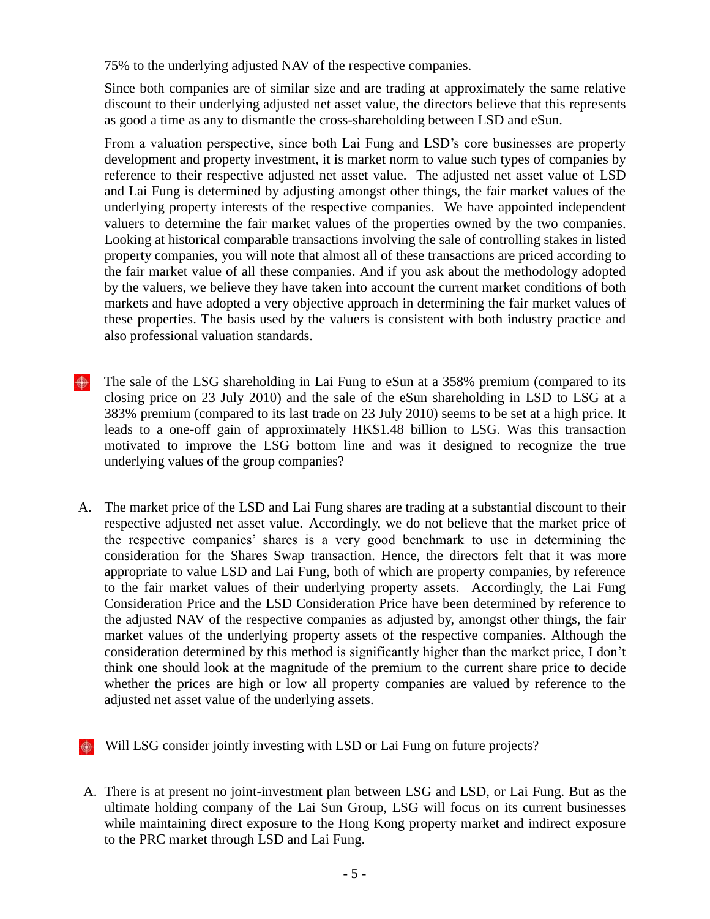75% to the underlying adjusted NAV of the respective companies.

Since both companies are of similar size and are trading at approximately the same relative discount to their underlying adjusted net asset value, the directors believe that this represents as good a time as any to dismantle the cross-shareholding between LSD and eSun.

From a valuation perspective, since both Lai Fung and LSD's core businesses are property development and property investment, it is market norm to value such types of companies by reference to their respective adjusted net asset value. The adjusted net asset value of LSD and Lai Fung is determined by adjusting amongst other things, the fair market values of the underlying property interests of the respective companies. We have appointed independent valuers to determine the fair market values of the properties owned by the two companies. Looking at historical comparable transactions involving the sale of controlling stakes in listed property companies, you will note that almost all of these transactions are priced according to the fair market value of all these companies. And if you ask about the methodology adopted by the valuers, we believe they have taken into account the current market conditions of both markets and have adopted a very objective approach in determining the fair market values of these properties. The basis used by the valuers is consistent with both industry practice and also professional valuation standards.

- The sale of the LSG shareholding in Lai Fung to eSun at a 358% premium (compared to its closing price on 23 July 2010) and the sale of the eSun shareholding in LSD to LSG at a 383% premium (compared to its last trade on 23 July 2010) seems to be set at a high price. It leads to a one-off gain of approximately HK$1.48 billion to LSG. Was this transaction motivated to improve the LSG bottom line and was it designed to recognize the true underlying values of the group companies?

A. The market price of the LSD and Lai Fung shares are trading at a substantial discount to their respective adjusted net asset value. Accordingly, we do not believe that the market price of the respective companies' shares is a very good benchmark to use in determining the consideration for the Shares Swap transaction. Hence, the directors felt that it was more appropriate to value LSD and Lai Fung, both of which are property companies, by reference to the fair market values of their underlying property assets. Accordingly, the Lai Fung Consideration Price and the LSD Consideration Price have been determined by reference to the adjusted NAV of the respective companies as adjusted by, amongst other things, the fair market values of the underlying property assets of the respective companies. Although the consideration determined by this method is significantly higher than the market price, I don't think one should look at the magnitude of the premium to the current share price to decide whether the prices are high or low all property companies are valued by reference to the adjusted net asset value of the underlying assets.

- Will LSG consider jointly investing with LSD or Lai Fung on future projects?

A. There is at present no joint-investment plan between LSG and LSD, or Lai Fung. But as the ultimate holding company of the Lai Sun Group, LSG will focus on its current businesses while maintaining direct exposure to the Hong Kong property market and indirect exposure to the PRC market through LSD and Lai Fung.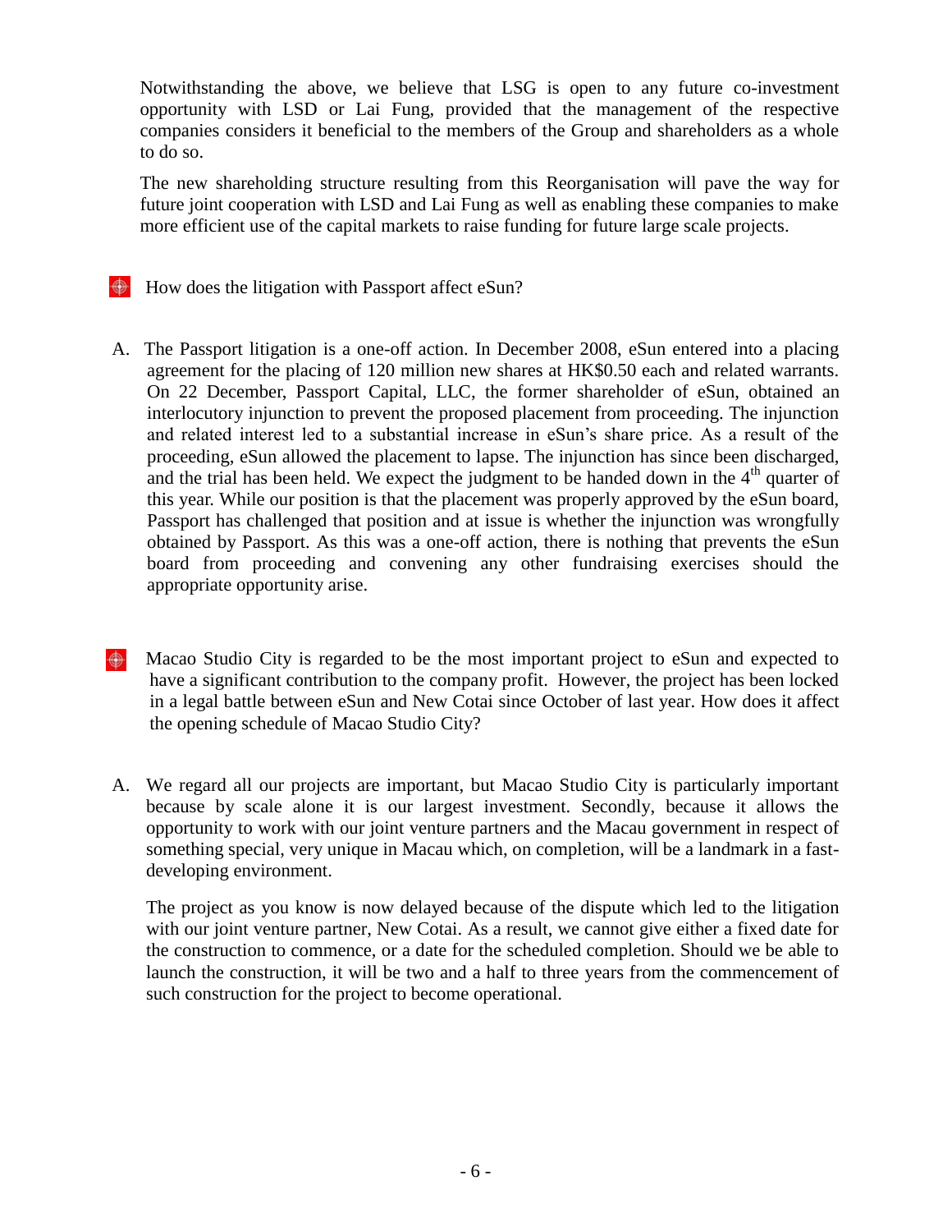Notwithstanding the above, we believe that LSG is open to any future co-investment opportunity with LSD or Lai Fung, provided that the management of the respective companies considers it beneficial to the members of the Group and shareholders as a whole to do so.

The new shareholding structure resulting from this Reorganisation will pave the way for future joint cooperation with LSD and Lai Fung as well as enabling these companies to make more efficient use of the capital markets to raise funding for future large scale projects.

**How does the litigation with Passport affect eSun?**

A. The Passport litigation is a one-off action. In December 2008, eSun entered into a placing agreement for the placing of 120 million new shares at HK$0.50 each and related warrants. On 22 December, Passport Capital, LLC, the former shareholder of eSun, obtained an interlocutory injunction to prevent the proposed placement from proceeding. The injunction and related interest led to a substantial increase in eSun's share price. As a result of the proceeding, eSun allowed the placement to lapse. The injunction has since been discharged, and the trial has been held. We expect the judgment to be handed down in the 4th quarter of this year. While our position is that the placement was properly approved by the eSun board, Passport has challenged that position and at issue is whether the injunction was wrongfully obtained by Passport. As this was a one-off action, there is nothing that prevents the eSun board from proceeding and convening any other fundraising exercises should the appropriate opportunity arise.

**Macao Studio City is regarded to be the most important project to eSun and expected to have a significant contribution to the company profit. However, the project has been locked in a legal battle between eSun and New Cotai since October of last year. How does it affect the opening schedule of Macao Studio City?**

A. We regard all our projects are important, but Macao Studio City is particularly important because by scale alone it is our largest investment. Secondly, because it allows the opportunity to work with our joint venture partners and the Macau government in respect of something special, very unique in Macau which, on completion, will be a landmark in a fast-developing environment.

The project as you know is now delayed because of the dispute which led to the litigation with our joint venture partner, New Cotai. As a result, we cannot give either a fixed date for the construction to commence, or a date for the scheduled completion. Should we be able to launch the construction, it will be two and a half to three years from the commencement of such construction for the project to become operational.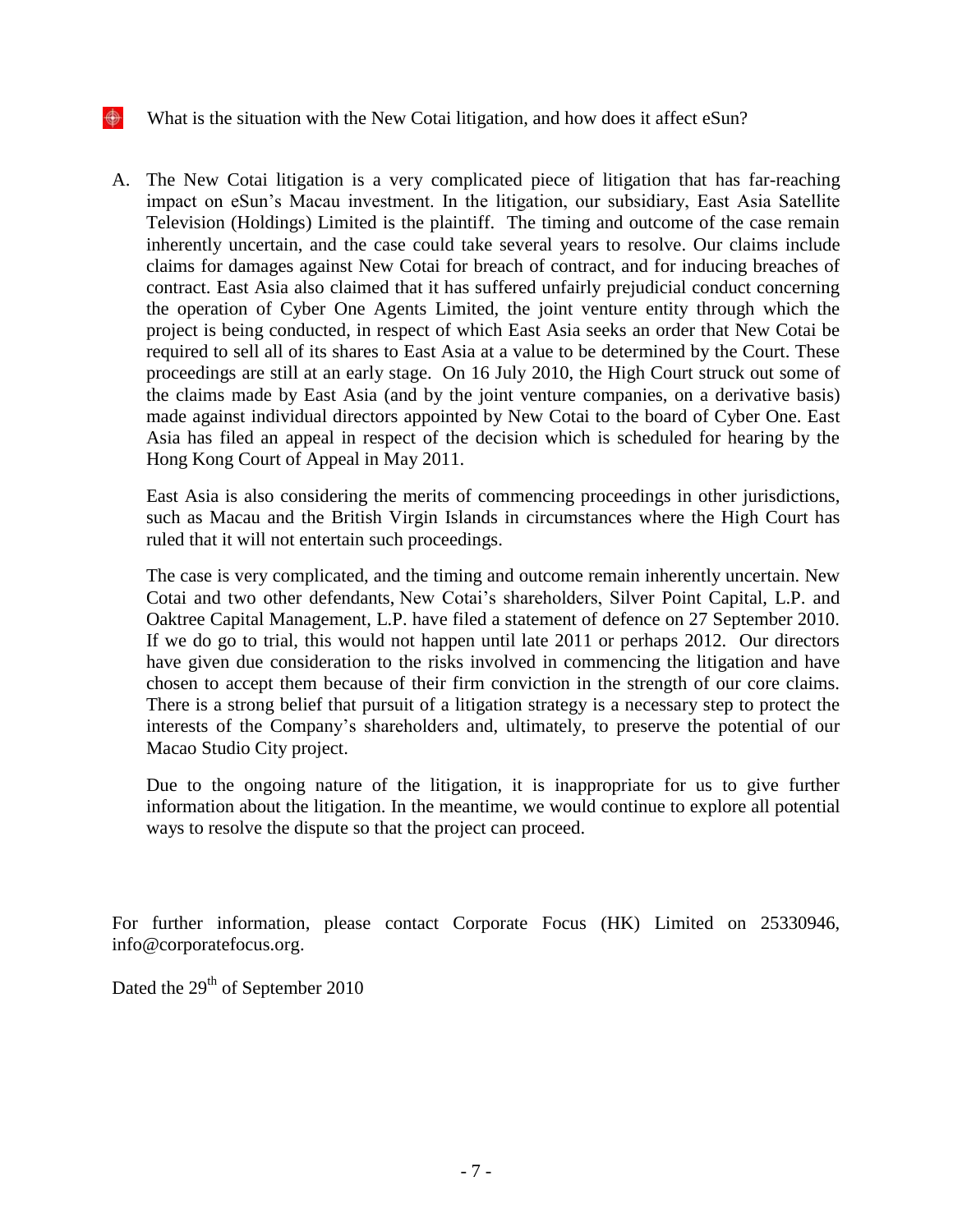What is the situation with the New Cotai litigation, and how does it affect eSun?

A. The New Cotai litigation is a very complicated piece of litigation that has far-reaching impact on eSun's Macau investment. In the litigation, our subsidiary, East Asia Satellite Television (Holdings) Limited is the plaintiff. The timing and outcome of the case remain inherently uncertain, and the case could take several years to resolve. Our claims include claims for damages against New Cotai for breach of contract, and for inducing breaches of contract. East Asia also claimed that it has suffered unfairly prejudicial conduct concerning the operation of Cyber One Agents Limited, the joint venture entity through which the project is being conducted, in respect of which East Asia seeks an order that New Cotai be required to sell all of its shares to East Asia at a value to be determined by the Court. These proceedings are still at an early stage. On 16 July 2010, the High Court struck out some of the claims made by East Asia (and by the joint venture companies, on a derivative basis) made against individual directors appointed by New Cotai to the board of Cyber One. East Asia has filed an appeal in respect of the decision which is scheduled for hearing by the Hong Kong Court of Appeal in May 2011.

East Asia is also considering the merits of commencing proceedings in other jurisdictions, such as Macau and the British Virgin Islands in circumstances where the High Court has ruled that it will not entertain such proceedings.

The case is very complicated, and the timing and outcome remain inherently uncertain. New Cotai and two other defendants, New Cotai's shareholders, Silver Point Capital, L.P. and Oaktree Capital Management, L.P. have filed a statement of defence on 27 September 2010. If we do go to trial, this would not happen until late 2011 or perhaps 2012. Our directors have given due consideration to the risks involved in commencing the litigation and have chosen to accept them because of their firm conviction in the strength of our core claims. There is a strong belief that pursuit of a litigation strategy is a necessary step to protect the interests of the Company's shareholders and, ultimately, to preserve the potential of our Macao Studio City project.

Due to the ongoing nature of the litigation, it is inappropriate for us to give further information about the litigation. In the meantime, we would continue to explore all potential ways to resolve the dispute so that the project can proceed.

For further information, please contact Corporate Focus (HK) Limited on 25330946, info@corporatefocus.org.

Dated the 29th of September 2010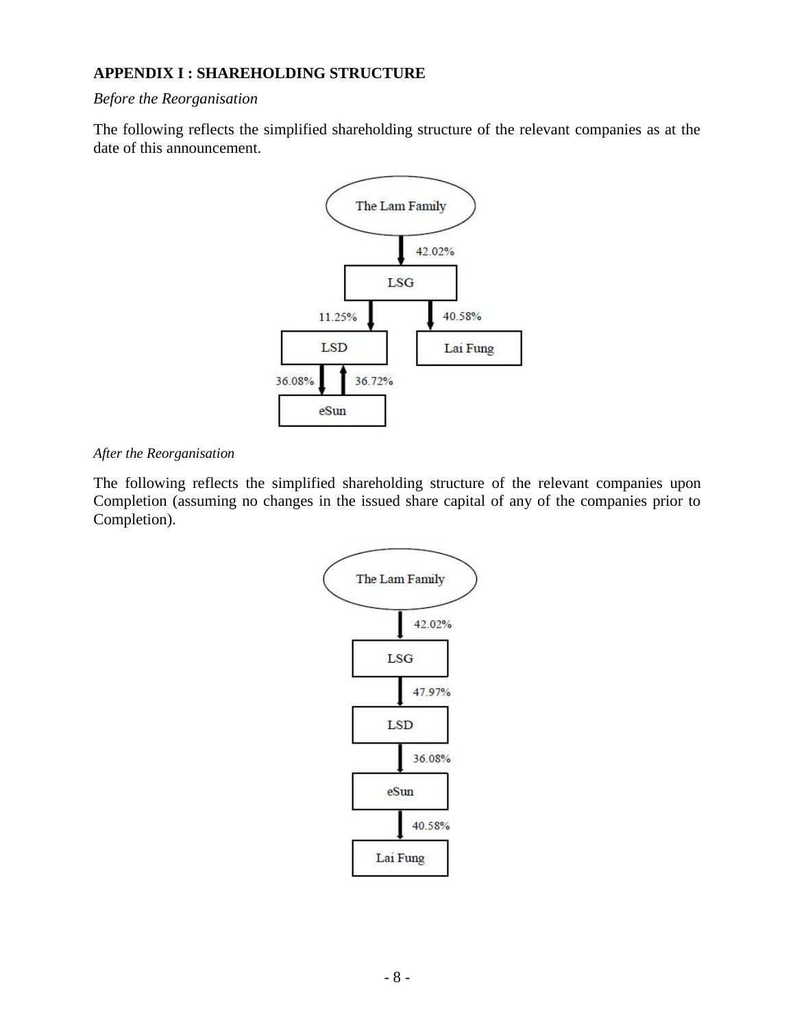**APPENDIX I : SHAREHOLDING STRUCTURE**

*Before the Reorganisation*

The following reflects the simplified shareholding structure of the relevant companies as at the date of this announcement.

The Lam Family
42.02%
LSG
11.25%
40.58%
LSD
Lai Fung
36.08%
36.72%
eSun

*After the Reorganisation*

The following reflects the simplified shareholding structure of the relevant companies upon Completion (assuming no changes in the issued share capital of any of the companies prior to Completion).

The Lam Family
42.02%
LSG
47.97%
LSD
36.08%
eSun
40.58%
Lai Fung